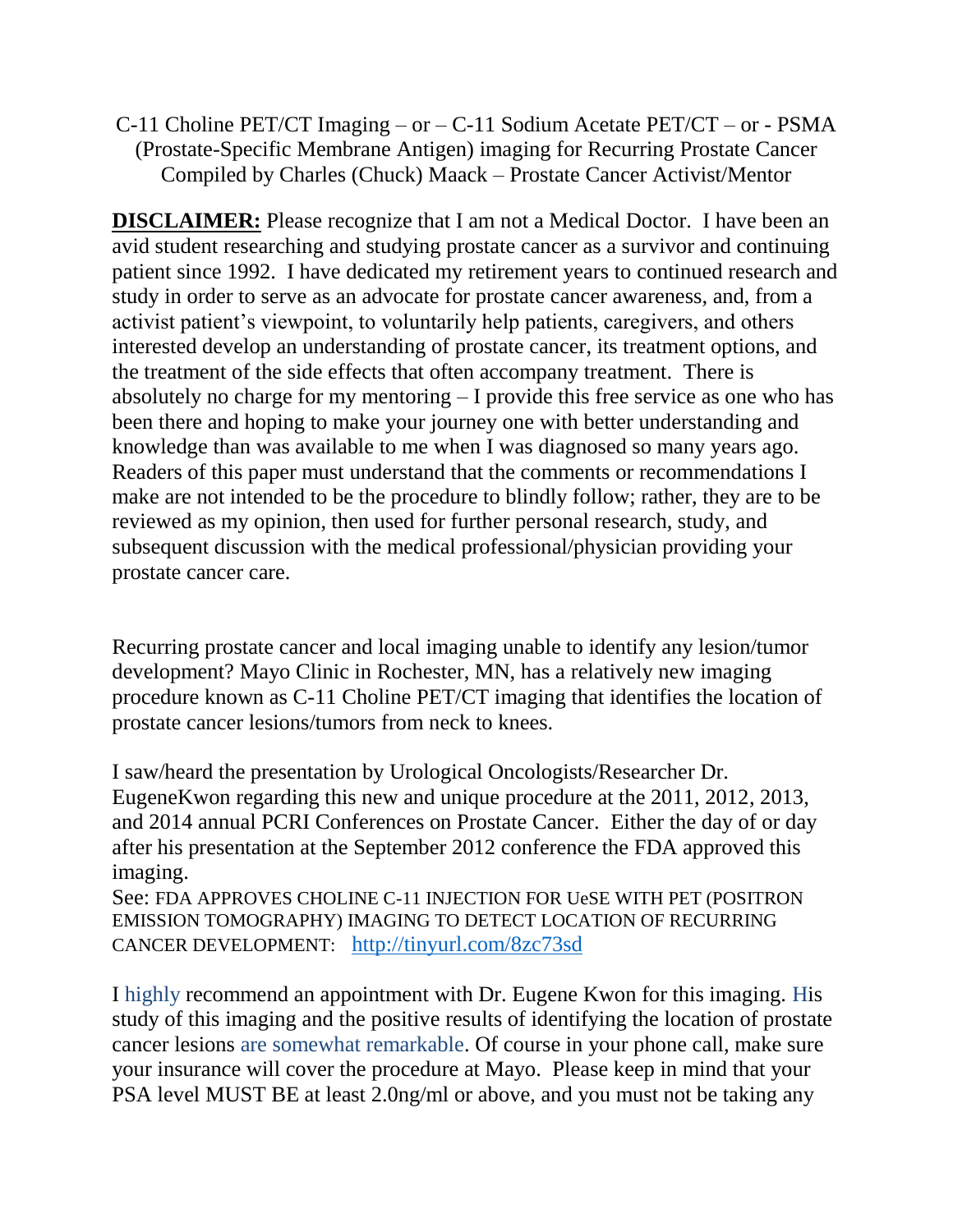C-11 Choline PET/CT Imaging – or – C-11 Sodium Acetate PET/CT – or - PSMA (Prostate-Specific Membrane Antigen) imaging for Recurring Prostate Cancer
Compiled by Charles (Chuck) Maack – Prostate Cancer Activist/Mentor

**DISCLAIMER:** Please recognize that I am not a Medical Doctor. I have been an avid student researching and studying prostate cancer as a survivor and continuing patient since 1992. I have dedicated my retirement years to continued research and study in order to serve as an advocate for prostate cancer awareness, and, from a activist patient's viewpoint, to voluntarily help patients, caregivers, and others interested develop an understanding of prostate cancer, its treatment options, and the treatment of the side effects that often accompany treatment. There is absolutely no charge for my mentoring – I provide this free service as one who has been there and hoping to make your journey one with better understanding and knowledge than was available to me when I was diagnosed so many years ago. Readers of this paper must understand that the comments or recommendations I make are not intended to be the procedure to blindly follow; rather, they are to be reviewed as my opinion, then used for further personal research, study, and subsequent discussion with the medical professional/physician providing your prostate cancer care.

Recurring prostate cancer and local imaging unable to identify any lesion/tumor development? Mayo Clinic in Rochester, MN, has a relatively new imaging procedure known as C-11 Choline PET/CT imaging that identifies the location of prostate cancer lesions/tumors from neck to knees.

I saw/heard the presentation by Urological Oncologists/Researcher Dr. EugeneKwon regarding this new and unique procedure at the 2011, 2012, 2013, and 2014 annual PCRI Conferences on Prostate Cancer. Either the day of or day after his presentation at the September 2012 conference the FDA approved this imaging.
See: FDA APPROVES CHOLINE C-11 INJECTION FOR UeSE WITH PET (POSITRON EMISSION TOMOGRAPHY) IMAGING TO DETECT LOCATION OF RECURRING CANCER DEVELOPMENT: http://tinyurl.com/8zc73sd

I highly recommend an appointment with Dr. Eugene Kwon for this imaging. His study of this imaging and the positive results of identifying the location of prostate cancer lesions are somewhat remarkable. Of course in your phone call, make sure your insurance will cover the procedure at Mayo. Please keep in mind that your PSA level MUST BE at least 2.0ng/ml or above, and you must not be taking any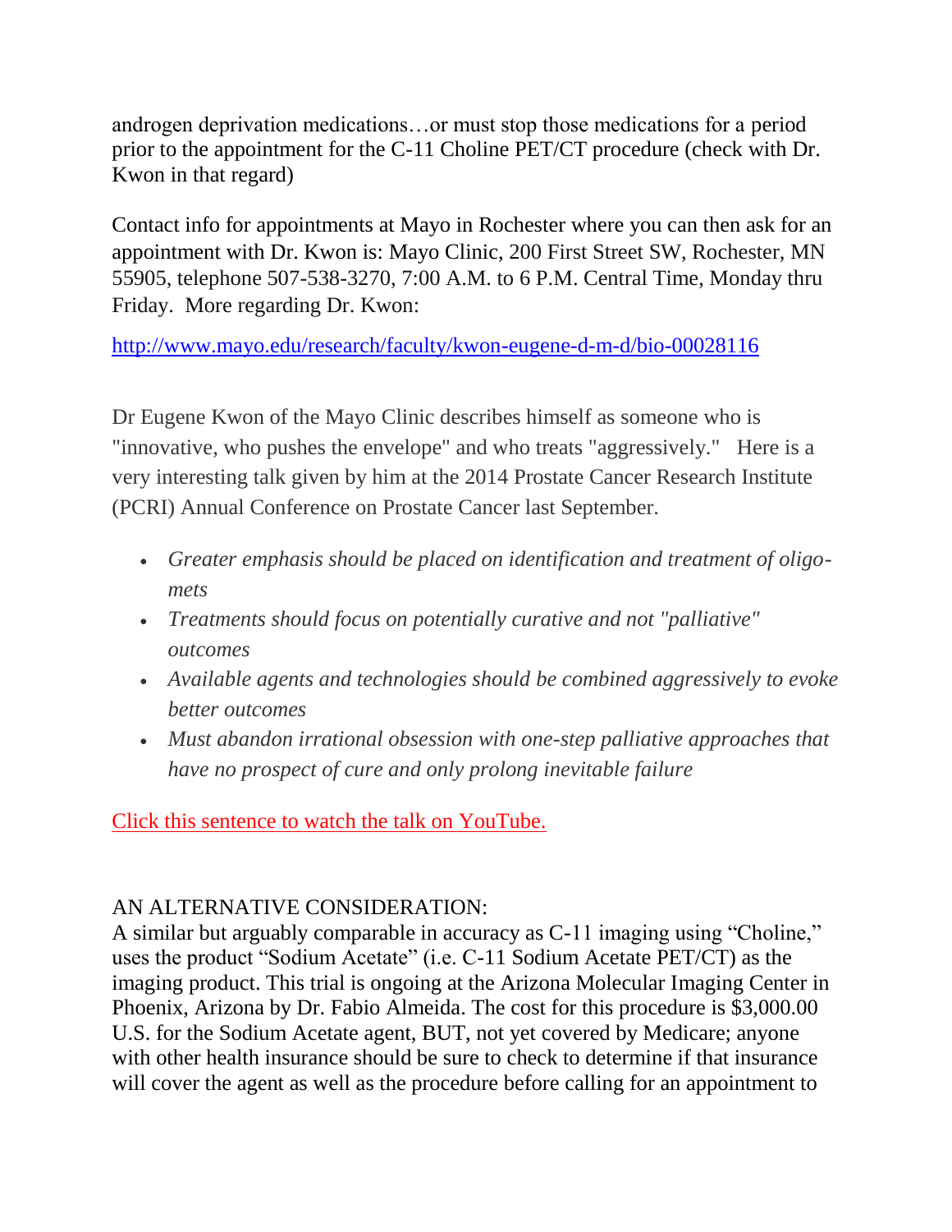androgen deprivation medications…or must stop those medications for a period prior to the appointment for the C-11 Choline PET/CT procedure (check with Dr. Kwon in that regard)

Contact info for appointments at Mayo in Rochester where you can then ask for an appointment with Dr. Kwon is: Mayo Clinic, 200 First Street SW, Rochester, MN 55905, telephone 507-538-3270, 7:00 A.M. to 6 P.M. Central Time, Monday thru Friday. More regarding Dr. Kwon:

[http://www.mayo.edu/research/faculty/kwon-eugene-d-m-d/bio-00028116](http://www.mayo.edu/research/faculty/kwon-eugene-d-m-d/bio-00028116)

Dr Eugene Kwon of the Mayo Clinic describes himself as someone who is "innovative, who pushes the envelope" and who treats "aggressively." Here is a very interesting talk given by him at the 2014 Prostate Cancer Research Institute (PCRI) Annual Conference on Prostate Cancer last September.

- *Greater emphasis should be placed on identification and treatment of oligo-mets*
- *Treatments should focus on potentially curative and not "palliative" outcomes*
- *Available agents and technologies should be combined aggressively to evoke better outcomes*
- *Must abandon irrational obsession with one-step palliative approaches that have no prospect of cure and only prolong inevitable failure*

Click this sentence to watch the talk on YouTube.

AN ALTERNATIVE CONSIDERATION:

A similar but arguably comparable in accuracy as C-11 imaging using "Choline," uses the product "Sodium Acetate" (i.e. C-11 Sodium Acetate PET/CT) as the imaging product. This trial is ongoing at the Arizona Molecular Imaging Center in Phoenix, Arizona by Dr. Fabio Almeida. The cost for this procedure is $3,000.00 U.S. for the Sodium Acetate agent, BUT, not yet covered by Medicare; anyone with other health insurance should be sure to check to determine if that insurance will cover the agent as well as the procedure before calling for an appointment to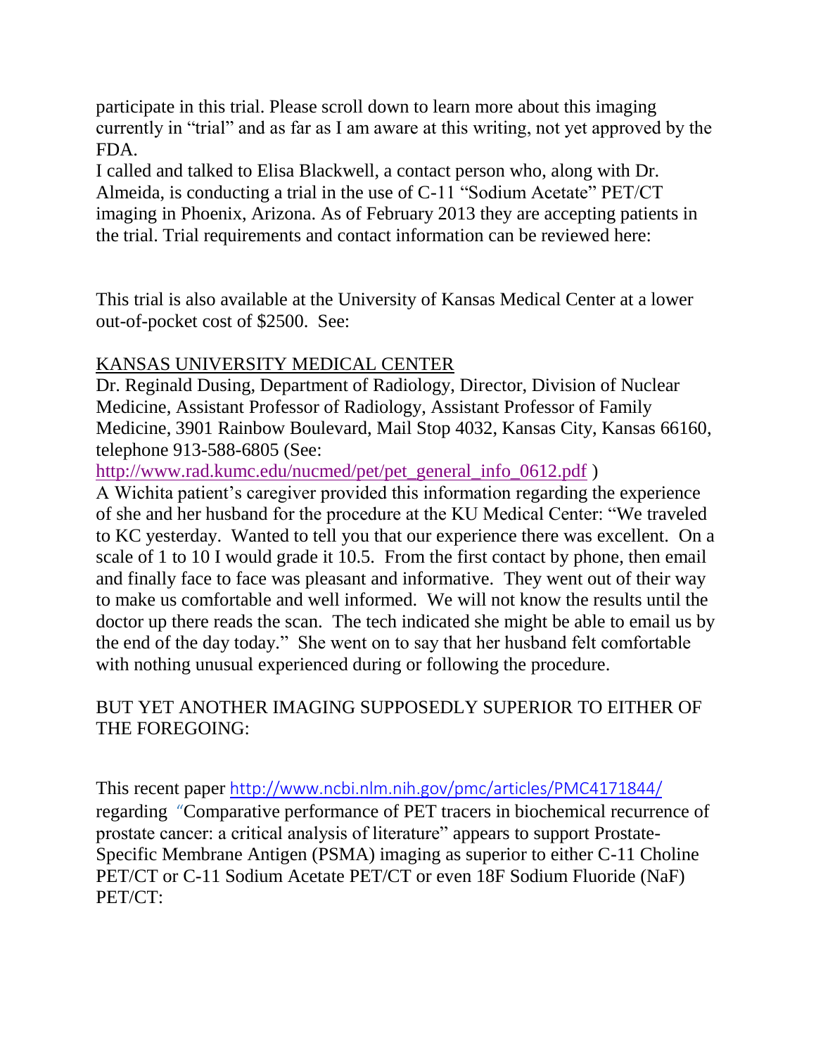participate in this trial. Please scroll down to learn more about this imaging currently in "trial" and as far as I am aware at this writing, not yet approved by the FDA.

I called and talked to Elisa Blackwell, a contact person who, along with Dr. Almeida, is conducting a trial in the use of C-11 "Sodium Acetate" PET/CT imaging in Phoenix, Arizona. As of February 2013 they are accepting patients in the trial. Trial requirements and contact information can be reviewed here:

This trial is also available at the University of Kansas Medical Center at a lower out-of-pocket cost of $2500. See:

KANSAS UNIVERSITY MEDICAL CENTER

Dr. Reginald Dusing, Department of Radiology, Director, Division of Nuclear Medicine, Assistant Professor of Radiology, Assistant Professor of Family Medicine, 3901 Rainbow Boulevard, Mail Stop 4032, Kansas City, Kansas 66160, telephone 913-588-6805 (See: [http://www.rad.kumc.edu/nucmed/pet/pet_general_info_0612.pdf](http://www.rad.kumc.edu/nucmed/pet/pet_general_info_0612.pdf) )

A Wichita patient's caregiver provided this information regarding the experience of she and her husband for the procedure at the KU Medical Center: "We traveled to KC yesterday. Wanted to tell you that our experience there was excellent. On a scale of 1 to 10 I would grade it 10.5. From the first contact by phone, then email and finally face to face was pleasant and informative. They went out of their way to make us comfortable and well informed. We will not know the results until the doctor up there reads the scan. The tech indicated she might be able to email us by the end of the day today." She went on to say that her husband felt comfortable with nothing unusual experienced during or following the procedure.

BUT YET ANOTHER IMAGING SUPPOSEDLY SUPERIOR TO EITHER OF THE FOREGOING:

This recent paper [http://www.ncbi.nlm.nih.gov/pmc/articles/PMC4171844/](http://www.ncbi.nlm.nih.gov/pmc/articles/PMC4171844/) regarding "Comparative performance of PET tracers in biochemical recurrence of prostate cancer: a critical analysis of literature" appears to support Prostate-Specific Membrane Antigen (PSMA) imaging as superior to either C-11 Choline PET/CT or C-11 Sodium Acetate PET/CT or even 18F Sodium Fluoride (NaF) PET/CT: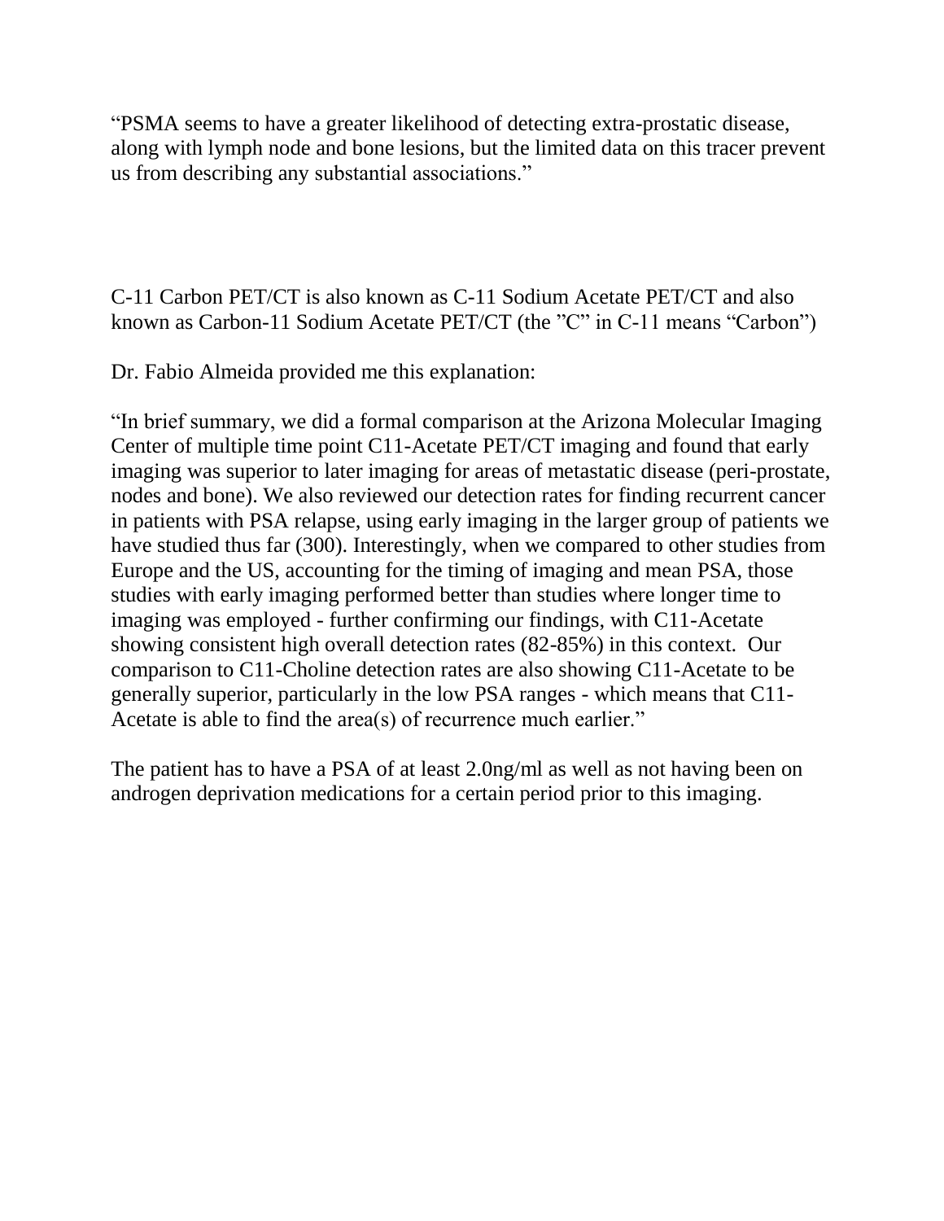"PSMA seems to have a greater likelihood of detecting extra-prostatic disease, along with lymph node and bone lesions, but the limited data on this tracer prevent us from describing any substantial associations."

C-11 Carbon PET/CT is also known as C-11 Sodium Acetate PET/CT and also known as Carbon-11 Sodium Acetate PET/CT (the "C" in C-11 means "Carbon")

Dr. Fabio Almeida provided me this explanation:

"In brief summary, we did a formal comparison at the Arizona Molecular Imaging Center of multiple time point C11-Acetate PET/CT imaging and found that early imaging was superior to later imaging for areas of metastatic disease (peri-prostate, nodes and bone). We also reviewed our detection rates for finding recurrent cancer in patients with PSA relapse, using early imaging in the larger group of patients we have studied thus far (300). Interestingly, when we compared to other studies from Europe and the US, accounting for the timing of imaging and mean PSA, those studies with early imaging performed better than studies where longer time to imaging was employed - further confirming our findings, with C11-Acetate showing consistent high overall detection rates (82-85%) in this context. Our comparison to C11-Choline detection rates are also showing C11-Acetate to be generally superior, particularly in the low PSA ranges - which means that C11-Acetate is able to find the area(s) of recurrence much earlier."

The patient has to have a PSA of at least 2.0ng/ml as well as not having been on androgen deprivation medications for a certain period prior to this imaging.